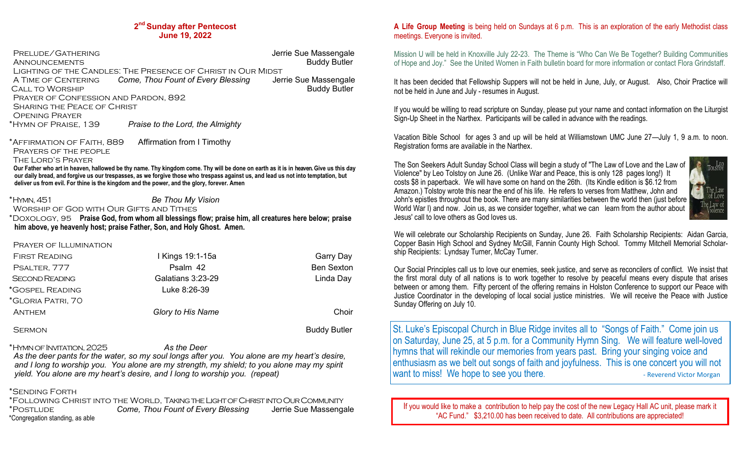## 2nd Sunday after Pentecost
## June 19, 2022

PRELUDE/GATHERING — Jerrie Sue Massengale

ANNOUNCEMENTS — Buddy Butler

LIGHTING OF THE CANDLES: THE PRESENCE OF CHRIST IN OUR MIDST

A TIME OF CENTERING — *Come, Thou Fount of Every Blessing* — Jerrie Sue Massengale

CALL TO WORSHIP — Buddy Butler

PRAYER OF CONFESSION AND PARDON, 892

SHARING THE PEACE OF CHRIST

OPENING PRAYER

*HYMN OF PRAISE, 139 — *Praise to the Lord, the Almighty*

*AFFIRMATION OF FAITH, 889 — Affirmation from I Timothy

PRAYERS OF THE PEOPLE

THE LORD'S PRAYER

**Our Father who art in heaven, hallowed be thy name. Thy kingdom come. Thy will be done on earth as it is in heaven. Give us this day our daily bread, and forgive us our trespasses, as we forgive those who trespass against us, and lead us not into temptation, but deliver us from evil. For thine is the kingdom and the power, and the glory, forever. Amen**

*HYMN, 451 — *Be Thou My Vision*

WORSHIP OF GOD WITH OUR GIFTS AND TITHES

*DOXOLOGY, 95 **Praise God, from whom all blessings flow; praise him, all creatures here below; praise him above, ye heavenly host; praise Father, Son, and Holy Ghost. Amen.**

PRAYER OF ILLUMINATION

| | | |
|---|---|---|
| FIRST READING | I Kings 19:1-15a | Garry Day |
| PSALTER, 777 | Psalm 42 | Ben Sexton |
| SECOND READING | Galatians 3:23-29 | Linda Day |
| *GOSPEL READING | Luke 8:26-39 | |
| *GLORIA PATRI, 70 | | |
| ANTHEM | *Glory to His Name* | Choir |

SERMON — Buddy Butler

*HYMN OF INVITATION, 2025 — *As the Deer*

*As the deer pants for the water, so my soul longs after you. You alone are my heart's desire, and I long to worship you. You alone are my strength, my shield; to you alone may my spirit yield. You alone are my heart's desire, and I long to worship you. (repeat)*

*SENDING FORTH

*FOLLOWING CHRIST INTO THE WORLD, TAKING THE LIGHT OF CHRIST INTO OUR COMMUNITY

*POSTLUDE — *Come, Thou Fount of Every Blessing* — Jerrie Sue Massengale

*Congregation standing, as able

**A Life Group Meeting** is being held on Sundays at 6 p.m. This is an exploration of the early Methodist class meetings. Everyone is invited.

Mission U will be held in Knoxville July 22-23. The Theme is "Who Can We Be Together? Building Communities of Hope and Joy." See the United Women in Faith bulletin board for more information or contact Flora Grindstaff.

It has been decided that Fellowship Suppers will not be held in June, July, or August. Also, Choir Practice will not be held in June and July - resumes in August.

If you would be willing to read scripture on Sunday, please put your name and contact information on the Liturgist Sign-Up Sheet in the Narthex. Participants will be called in advance with the readings.

Vacation Bible School for ages 3 and up will be held at Williamstown UMC June 27—July 1, 9 a.m. to noon. Registration forms are available in the Narthex.

The Son Seekers Adult Sunday School Class will begin a study of "The Law of Love and the Law of Violence" by Leo Tolstoy on June 26. (Unlike War and Peace, this is only 128 pages long!) It costs $8 in paperback. We will have some on hand on the 26th. (Its Kindle edition is $6.12 from Amazon.) Tolstoy wrote this near the end of his life. He refers to verses from Matthew, John and John's epistles throughout the book. There are many similarities between the world then (just before World War I) and now. Join us, as we consider together, what we can learn from the author about Jesus' call to love others as God loves us.

We will celebrate our Scholarship Recipients on Sunday, June 26. Faith Scholarship Recipients: Aidan Garcia, Copper Basin High School and Sydney McGill, Fannin County High School. Tommy Mitchell Memorial Scholarship Recipients: Lyndsay Turner, McCay Turner.

Our Social Principles call us to love our enemies, seek justice, and serve as reconcilers of conflict. We insist that the first moral duty of all nations is to work together to resolve by peaceful means every dispute that arises between or among them. Fifty percent of the offering remains in Holston Conference to support our Peace with Justice Coordinator in the developing of local social justice ministries. We will receive the Peace with Justice Sunday Offering on July 10.

St. Luke's Episcopal Church in Blue Ridge invites all to "Songs of Faith." Come join us on Saturday, June 25, at 5 p.m. for a Community Hymn Sing. We will feature well-loved hymns that will rekindle our memories from years past. Bring your singing voice and enthusiasm as we belt out songs of faith and joyfulness. This is one concert you will not want to miss! We hope to see you there. - Reverend Victor Morgan

If you would like to make a contribution to help pay the cost of the new Legacy Hall AC unit, please mark it "AC Fund." $3,210.00 has been received to date. All contributions are appreciated!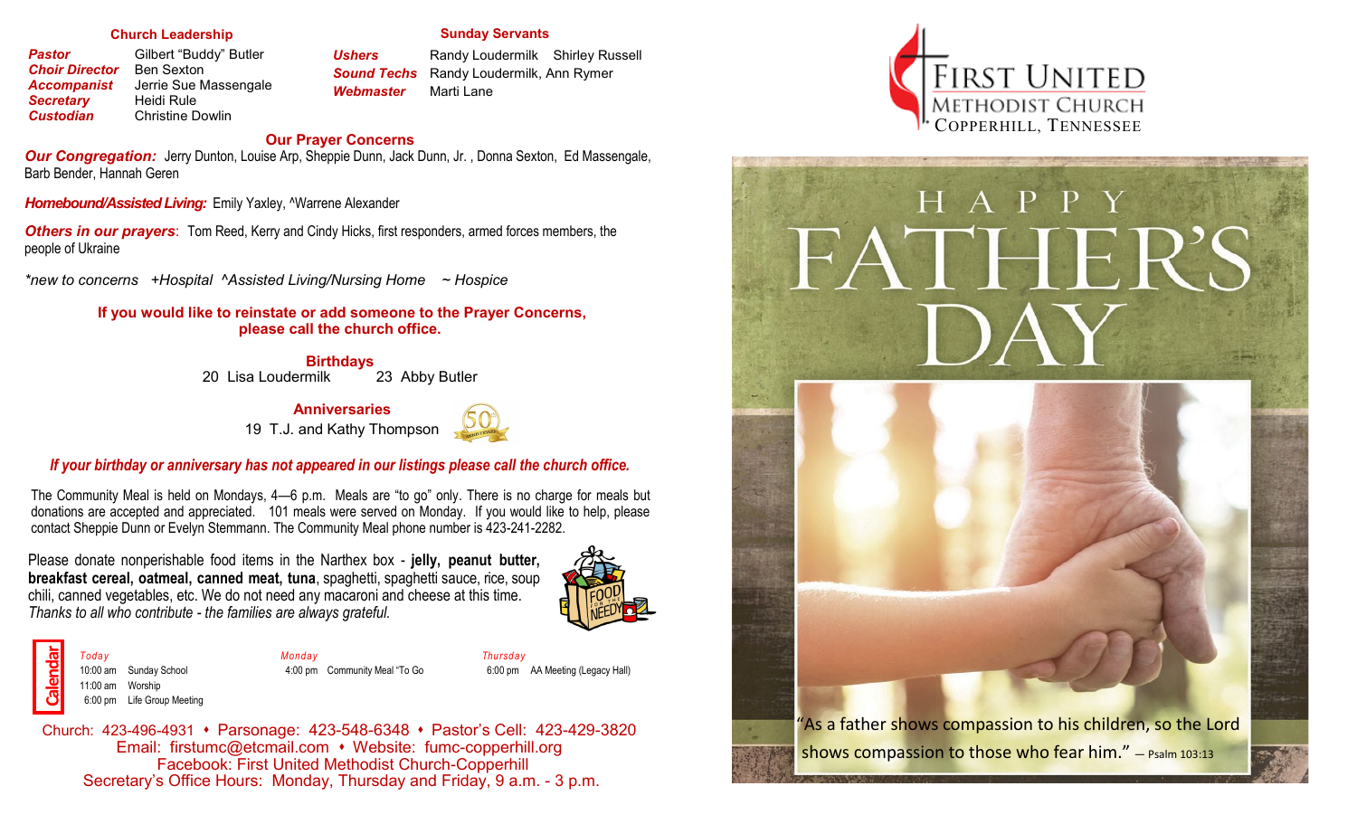## Church Leadership

| | |
|---|---|
| ***Pastor*** | Gilbert "Buddy" Butler |
| ***Choir Director*** | Ben Sexton |
| ***Accompanist*** | Jerrie Sue Massengale |
| ***Secretary*** | Heidi Rule |
| ***Custodian*** | Christine Dowlin |

## Sunday Servants

| | |
|---|---|
| ***Ushers*** | Randy Loudermilk Shirley Russell |
| ***Sound Techs*** | Randy Loudermilk, Ann Rymer |
| ***Webmaster*** | Marti Lane |

## Our Prayer Concerns

***Our Congregation:*** Jerry Dunton, Louise Arp, Sheppie Dunn, Jack Dunn, Jr. , Donna Sexton, Ed Massengale, Barb Bender, Hannah Geren

***Homebound/Assisted Living:*** Emily Yaxley, ^Warrene Alexander

***Others in our prayers***: Tom Reed, Kerry and Cindy Hicks, first responders, armed forces members, the people of Ukraine

*\*new to concerns +Hospital ^Assisted Living/Nursing Home ~ Hospice*

**If you would like to reinstate or add someone to the Prayer Concerns, please call the church office.**

## Birthdays

20 Lisa Loudermilk 23 Abby Butler

## Anniversaries

19 T.J. and Kathy Thompson

***If your birthday or anniversary has not appeared in our listings please call the church office.***

The Community Meal is held on Mondays, 4—6 p.m. Meals are "to go" only. There is no charge for meals but donations are accepted and appreciated. 101 meals were served on Monday. If you would like to help, please contact Sheppie Dunn or Evelyn Stemmann. The Community Meal phone number is 423-241-2282.

Please donate nonperishable food items in the Narthex box - **jelly, peanut butter, breakfast cereal, oatmeal, canned meat, tuna**, spaghetti, spaghetti sauce, rice, soup chili, canned vegetables, etc. We do not need any macaroni and cheese at this time. *Thanks to all who contribute - the families are always grateful.*

## Calendar

*Today*
- 10:00 am Sunday School
- 11:00 am Worship
- 6:00 pm Life Group Meeting

*Monday*
- 4:00 pm Community Meal "To Go

*Thursday*
- 6:00 pm AA Meeting (Legacy Hall)

Church: 423-496-4931 • Parsonage: 423-548-6348 • Pastor's Cell: 423-429-3820
Email: firstumc@etcmail.com • Website: fumc-copperhill.org
Facebook: First United Methodist Church-Copperhill
Secretary's Office Hours: Monday, Thursday and Friday, 9 a.m. - 3 p.m.

# First United Methodist Church
Copperhill, Tennessee

# Happy Father's Day

"As a father shows compassion to his children, so the Lord shows compassion to those who fear him." — Psalm 103:13